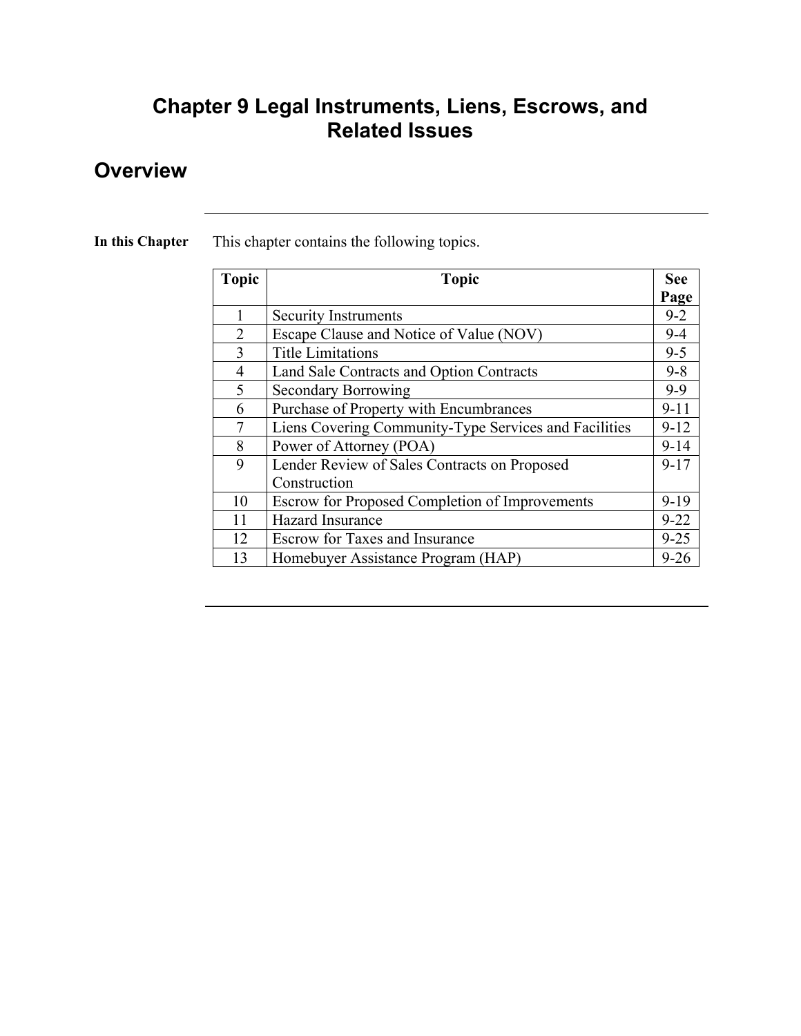# Chapter 9 Legal Instruments, Liens, Escrows, and Related Issues

## Overview

**In this Chapter**

This chapter contains the following topics.

| Topic | Topic | See Page |
|---|---|---|
| 1 | Security Instruments | 9-2 |
| 2 | Escape Clause and Notice of Value (NOV) | 9-4 |
| 3 | Title Limitations | 9-5 |
| 4 | Land Sale Contracts and Option Contracts | 9-8 |
| 5 | Secondary Borrowing | 9-9 |
| 6 | Purchase of Property with Encumbrances | 9-11 |
| 7 | Liens Covering Community-Type Services and Facilities | 9-12 |
| 8 | Power of Attorney (POA) | 9-14 |
| 9 | Lender Review of Sales Contracts on Proposed Construction | 9-17 |
| 10 | Escrow for Proposed Completion of Improvements | 9-19 |
| 11 | Hazard Insurance | 9-22 |
| 12 | Escrow for Taxes and Insurance | 9-25 |
| 13 | Homebuyer Assistance Program (HAP) | 9-26 |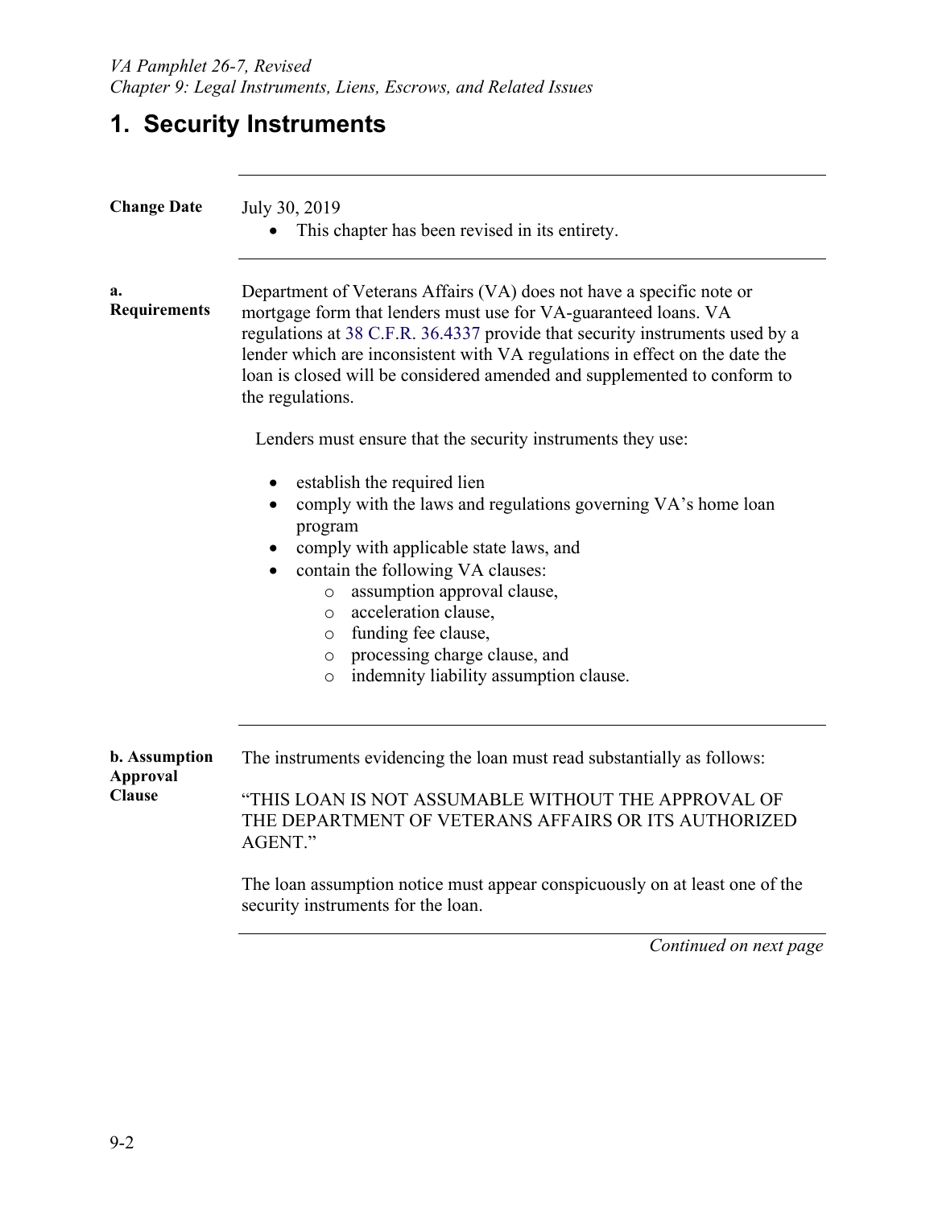# 1. Security Instruments

**Change Date**

July 30, 2019

- This chapter has been revised in its entirety.

**a. Requirements**

Department of Veterans Affairs (VA) does not have a specific note or mortgage form that lenders must use for VA-guaranteed loans. VA regulations at 38 C.F.R. 36.4337 provide that security instruments used by a lender which are inconsistent with VA regulations in effect on the date the loan is closed will be considered amended and supplemented to conform to the regulations.

Lenders must ensure that the security instruments they use:

- establish the required lien
- comply with the laws and regulations governing VA's home loan program
- comply with applicable state laws, and
- contain the following VA clauses:
  - assumption approval clause,
  - acceleration clause,
  - funding fee clause,
  - processing charge clause, and
  - indemnity liability assumption clause.

**b. Assumption Approval Clause**

The instruments evidencing the loan must read substantially as follows:

"THIS LOAN IS NOT ASSUMABLE WITHOUT THE APPROVAL OF THE DEPARTMENT OF VETERANS AFFAIRS OR ITS AUTHORIZED AGENT."

The loan assumption notice must appear conspicuously on at least one of the security instruments for the loan.

*Continued on next page*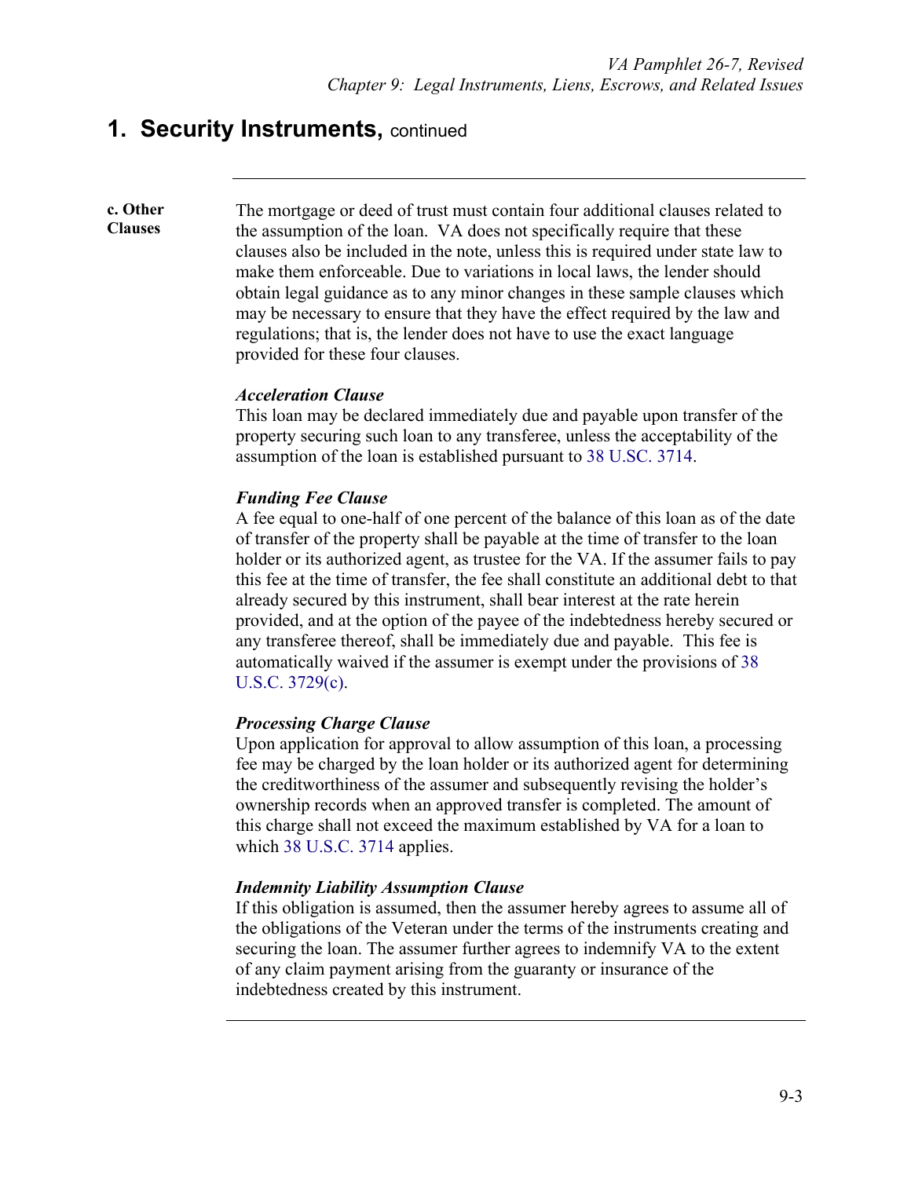## 1. Security Instruments, continued

**c. Other Clauses**

The mortgage or deed of trust must contain four additional clauses related to the assumption of the loan. VA does not specifically require that these clauses also be included in the note, unless this is required under state law to make them enforceable. Due to variations in local laws, the lender should obtain legal guidance as to any minor changes in these sample clauses which may be necessary to ensure that they have the effect required by the law and regulations; that is, the lender does not have to use the exact language provided for these four clauses.

***Acceleration Clause***
This loan may be declared immediately due and payable upon transfer of the property securing such loan to any transferee, unless the acceptability of the assumption of the loan is established pursuant to 38 U.SC. 3714.

***Funding Fee Clause***
A fee equal to one-half of one percent of the balance of this loan as of the date of transfer of the property shall be payable at the time of transfer to the loan holder or its authorized agent, as trustee for the VA. If the assumer fails to pay this fee at the time of transfer, the fee shall constitute an additional debt to that already secured by this instrument, shall bear interest at the rate herein provided, and at the option of the payee of the indebtedness hereby secured or any transferee thereof, shall be immediately due and payable. This fee is automatically waived if the assumer is exempt under the provisions of 38 U.S.C. 3729(c).

***Processing Charge Clause***
Upon application for approval to allow assumption of this loan, a processing fee may be charged by the loan holder or its authorized agent for determining the creditworthiness of the assumer and subsequently revising the holder's ownership records when an approved transfer is completed. The amount of this charge shall not exceed the maximum established by VA for a loan to which 38 U.S.C. 3714 applies.

***Indemnity Liability Assumption Clause***
If this obligation is assumed, then the assumer hereby agrees to assume all of the obligations of the Veteran under the terms of the instruments creating and securing the loan. The assumer further agrees to indemnify VA to the extent of any claim payment arising from the guaranty or insurance of the indebtedness created by this instrument.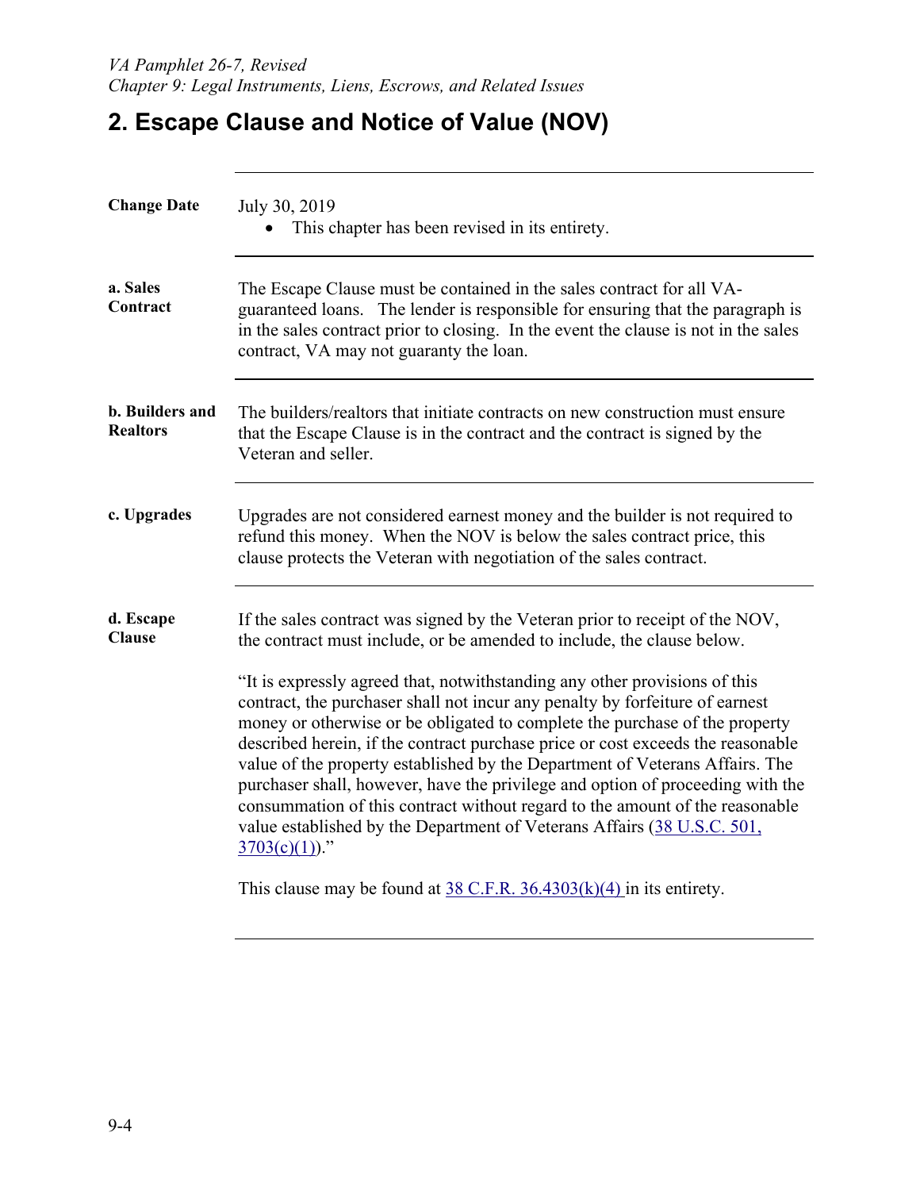## 2. Escape Clause and Notice of Value (NOV)

**Change Date**

July 30, 2019

- This chapter has been revised in its entirety.

**a. Sales Contract**

The Escape Clause must be contained in the sales contract for all VA-guaranteed loans. The lender is responsible for ensuring that the paragraph is in the sales contract prior to closing. In the event the clause is not in the sales contract, VA may not guaranty the loan.

**b. Builders and Realtors**

The builders/realtors that initiate contracts on new construction must ensure that the Escape Clause is in the contract and the contract is signed by the Veteran and seller.

**c. Upgrades**

Upgrades are not considered earnest money and the builder is not required to refund this money. When the NOV is below the sales contract price, this clause protects the Veteran with negotiation of the sales contract.

**d. Escape Clause**

If the sales contract was signed by the Veteran prior to receipt of the NOV, the contract must include, or be amended to include, the clause below.

"It is expressly agreed that, notwithstanding any other provisions of this contract, the purchaser shall not incur any penalty by forfeiture of earnest money or otherwise or be obligated to complete the purchase of the property described herein, if the contract purchase price or cost exceeds the reasonable value of the property established by the Department of Veterans Affairs. The purchaser shall, however, have the privilege and option of proceeding with the consummation of this contract without regard to the amount of the reasonable value established by the Department of Veterans Affairs (38 U.S.C. 501, 3703(c)(1))."

This clause may be found at 38 C.F.R. 36.4303(k)(4) in its entirety.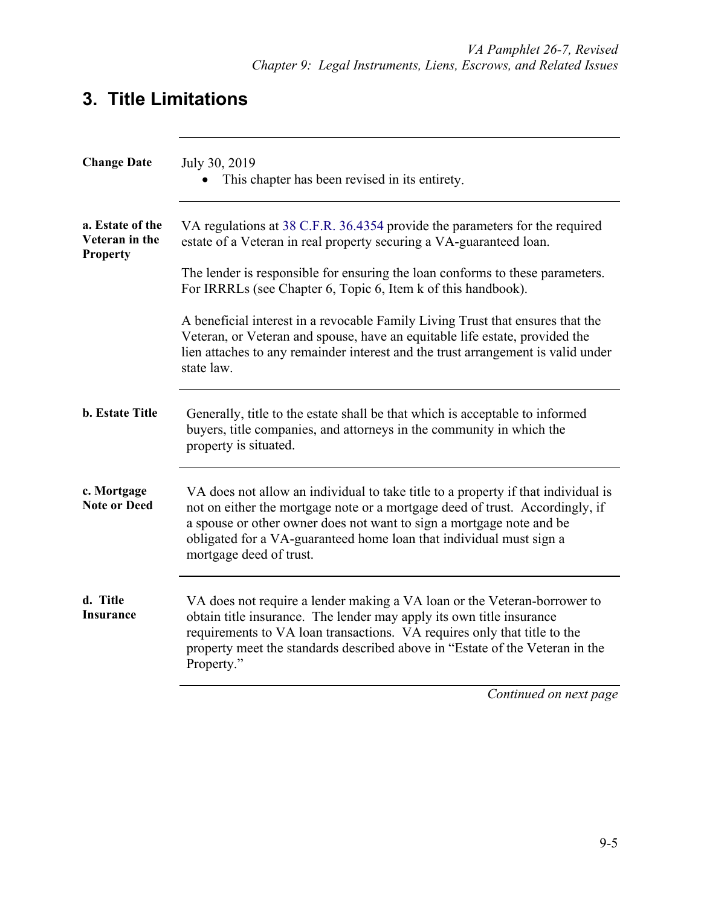## 3. Title Limitations

**Change Date**

July 30, 2019

- This chapter has been revised in its entirety.

**a. Estate of the Veteran in the Property**

VA regulations at 38 C.F.R. 36.4354 provide the parameters for the required estate of a Veteran in real property securing a VA-guaranteed loan.

The lender is responsible for ensuring the loan conforms to these parameters. For IRRRLs (see Chapter 6, Topic 6, Item k of this handbook).

A beneficial interest in a revocable Family Living Trust that ensures that the Veteran, or Veteran and spouse, have an equitable life estate, provided the lien attaches to any remainder interest and the trust arrangement is valid under state law.

**b. Estate Title**

Generally, title to the estate shall be that which is acceptable to informed buyers, title companies, and attorneys in the community in which the property is situated.

**c. Mortgage Note or Deed**

VA does not allow an individual to take title to a property if that individual is not on either the mortgage note or a mortgage deed of trust. Accordingly, if a spouse or other owner does not want to sign a mortgage note and be obligated for a VA-guaranteed home loan that individual must sign a mortgage deed of trust.

**d. Title Insurance**

VA does not require a lender making a VA loan or the Veteran-borrower to obtain title insurance. The lender may apply its own title insurance requirements to VA loan transactions. VA requires only that title to the property meet the standards described above in "Estate of the Veteran in the Property."

*Continued on next page*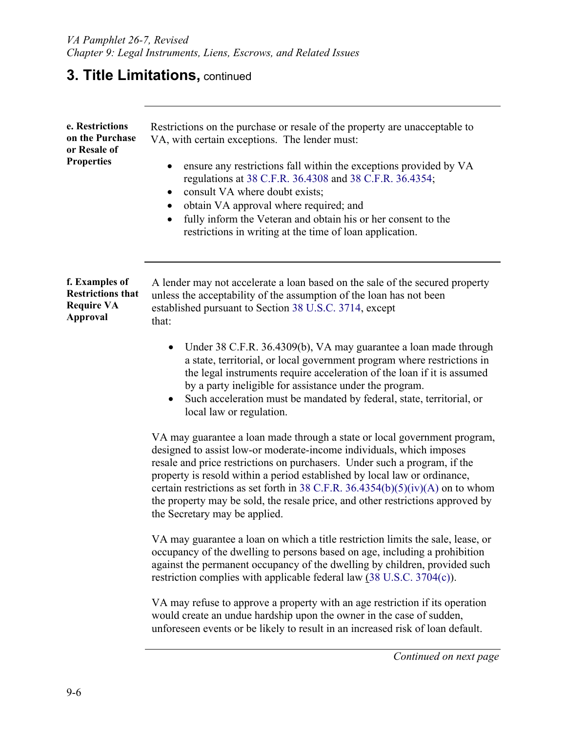## 3. Title Limitations, continued

**e. Restrictions on the Purchase or Resale of Properties**

Restrictions on the purchase or resale of the property are unacceptable to VA, with certain exceptions. The lender must:

- ensure any restrictions fall within the exceptions provided by VA regulations at 38 C.F.R. 36.4308 and 38 C.F.R. 36.4354;
- consult VA where doubt exists;
- obtain VA approval where required; and
- fully inform the Veteran and obtain his or her consent to the restrictions in writing at the time of loan application.

**f. Examples of Restrictions that Require VA Approval**

A lender may not accelerate a loan based on the sale of the secured property unless the acceptability of the assumption of the loan has not been established pursuant to Section 38 U.S.C. 3714, except that:

- Under 38 C.F.R. 36.4309(b), VA may guarantee a loan made through a state, territorial, or local government program where restrictions in the legal instruments require acceleration of the loan if it is assumed by a party ineligible for assistance under the program.
- Such acceleration must be mandated by federal, state, territorial, or local law or regulation.

VA may guarantee a loan made through a state or local government program, designed to assist low-or moderate-income individuals, which imposes resale and price restrictions on purchasers. Under such a program, if the property is resold within a period established by local law or ordinance, certain restrictions as set forth in 38 C.F.R. 36.4354(b)(5)(iv)(A) on to whom the property may be sold, the resale price, and other restrictions approved by the Secretary may be applied.

VA may guarantee a loan on which a title restriction limits the sale, lease, or occupancy of the dwelling to persons based on age, including a prohibition against the permanent occupancy of the dwelling by children, provided such restriction complies with applicable federal law (38 U.S.C. 3704(c)).

VA may refuse to approve a property with an age restriction if its operation would create an undue hardship upon the owner in the case of sudden, unforeseen events or be likely to result in an increased risk of loan default.

*Continued on next page*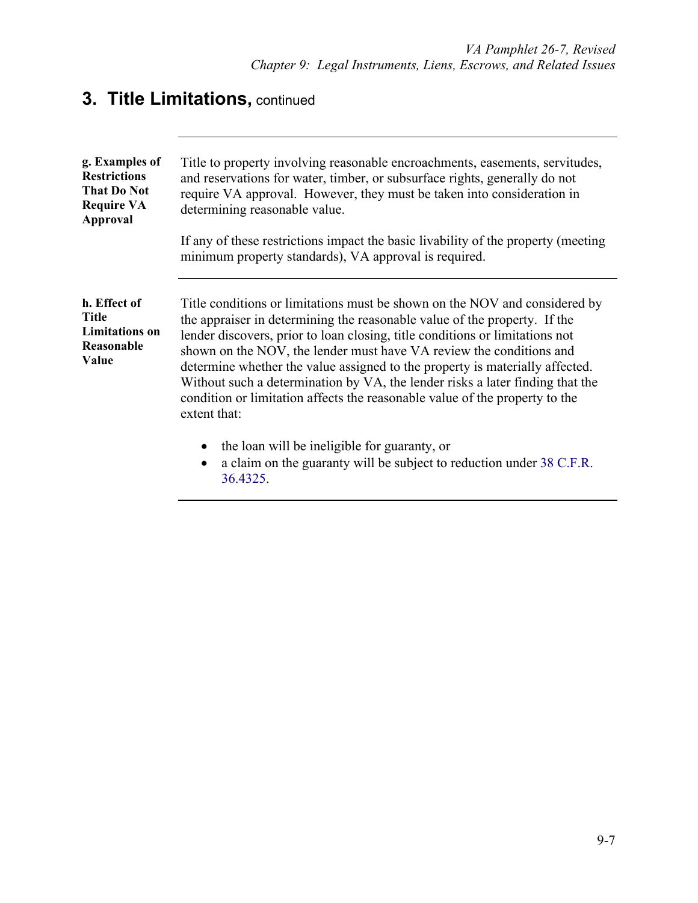## 3. Title Limitations, continued

---

**g. Examples of Restrictions That Do Not Require VA Approval**

Title to property involving reasonable encroachments, easements, servitudes, and reservations for water, timber, or subsurface rights, generally do not require VA approval. However, they must be taken into consideration in determining reasonable value.

If any of these restrictions impact the basic livability of the property (meeting minimum property standards), VA approval is required.

---

**h. Effect of Title Limitations on Reasonable Value**

Title conditions or limitations must be shown on the NOV and considered by the appraiser in determining the reasonable value of the property. If the lender discovers, prior to loan closing, title conditions or limitations not shown on the NOV, the lender must have VA review the conditions and determine whether the value assigned to the property is materially affected. Without such a determination by VA, the lender risks a later finding that the condition or limitation affects the reasonable value of the property to the extent that:

- the loan will be ineligible for guaranty, or
- a claim on the guaranty will be subject to reduction under 38 C.F.R. 36.4325.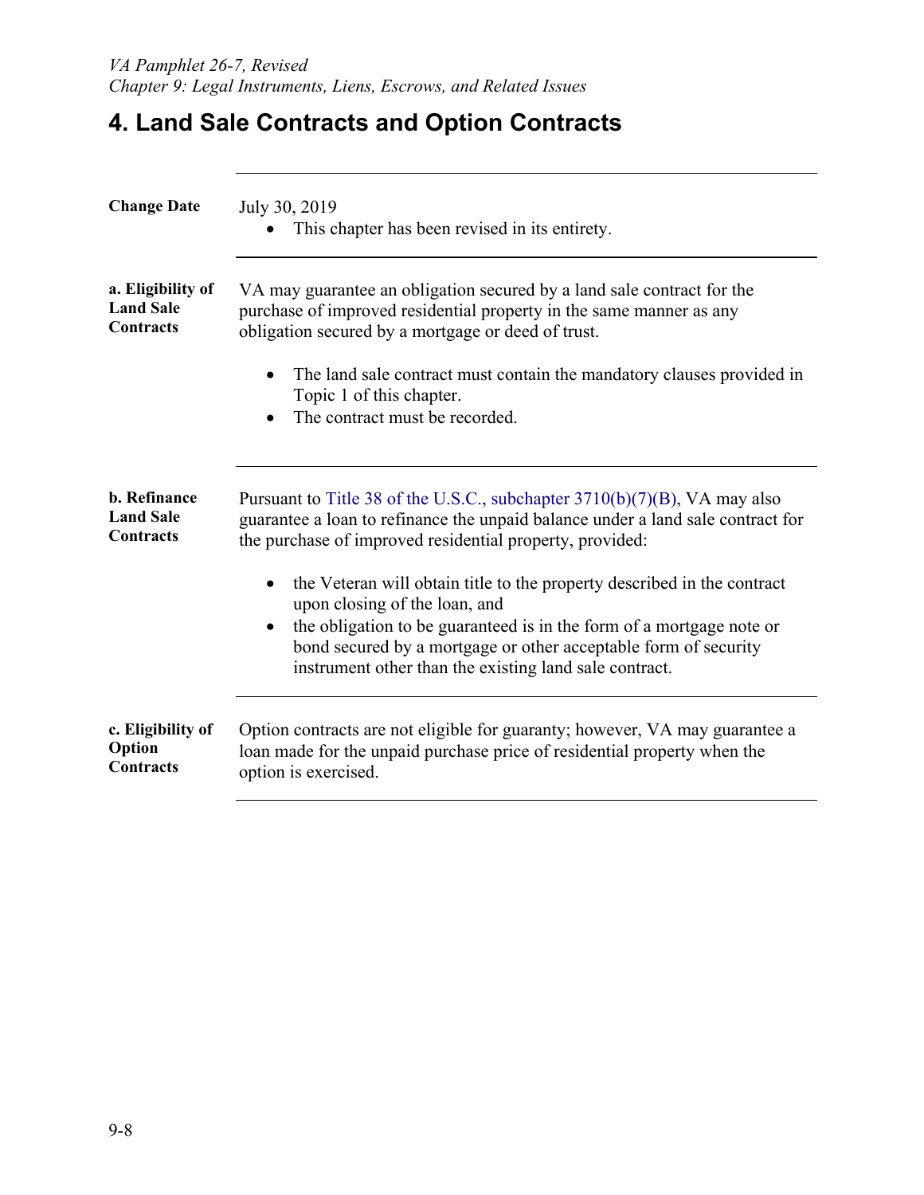# 4. Land Sale Contracts and Option Contracts

| | |
|---|---|
| **Change Date** | July 30, 2019<br>• This chapter has been revised in its entirety. |
| **a. Eligibility of Land Sale Contracts** | VA may guarantee an obligation secured by a land sale contract for the purchase of improved residential property in the same manner as any obligation secured by a mortgage or deed of trust.<br>• The land sale contract must contain the mandatory clauses provided in Topic 1 of this chapter.<br>• The contract must be recorded. |
| **b. Refinance Land Sale Contracts** | Pursuant to Title 38 of the U.S.C., subchapter 3710(b)(7)(B), VA may also guarantee a loan to refinance the unpaid balance under a land sale contract for the purchase of improved residential property, provided:<br>• the Veteran will obtain title to the property described in the contract upon closing of the loan, and<br>• the obligation to be guaranteed is in the form of a mortgage note or bond secured by a mortgage or other acceptable form of security instrument other than the existing land sale contract. |
| **c. Eligibility of Option Contracts** | Option contracts are not eligible for guaranty; however, VA may guarantee a loan made for the unpaid purchase price of residential property when the option is exercised. |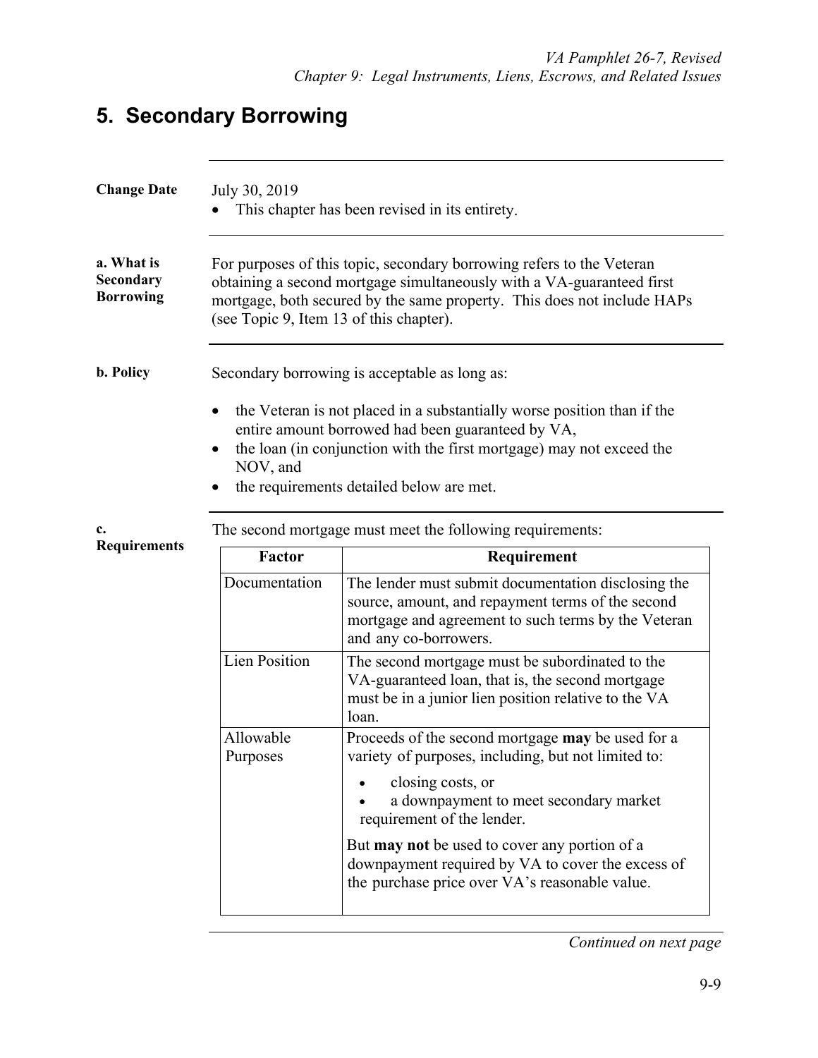## 5. Secondary Borrowing

**Change Date**

July 30, 2019

- This chapter has been revised in its entirety.

**a. What is Secondary Borrowing**

For purposes of this topic, secondary borrowing refers to the Veteran obtaining a second mortgage simultaneously with a VA-guaranteed first mortgage, both secured by the same property. This does not include HAPs (see Topic 9, Item 13 of this chapter).

**b. Policy**

Secondary borrowing is acceptable as long as:

- the Veteran is not placed in a substantially worse position than if the entire amount borrowed had been guaranteed by VA,
- the loan (in conjunction with the first mortgage) may not exceed the NOV, and
- the requirements detailed below are met.

**c. Requirements**

The second mortgage must meet the following requirements:

| Factor | Requirement |
| --- | --- |
| Documentation | The lender must submit documentation disclosing the source, amount, and repayment terms of the second mortgage and agreement to such terms by the Veteran and any co-borrowers. |
| Lien Position | The second mortgage must be subordinated to the VA-guaranteed loan, that is, the second mortgage must be in a junior lien position relative to the VA loan. |
| Allowable Purposes | Proceeds of the second mortgage **may** be used for a variety of purposes, including, but not limited to:<br>• closing costs, or<br>• a downpayment to meet secondary market requirement of the lender.<br><br>But **may not** be used to cover any portion of a downpayment required by VA to cover the excess of the purchase price over VA's reasonable value. |

*Continued on next page*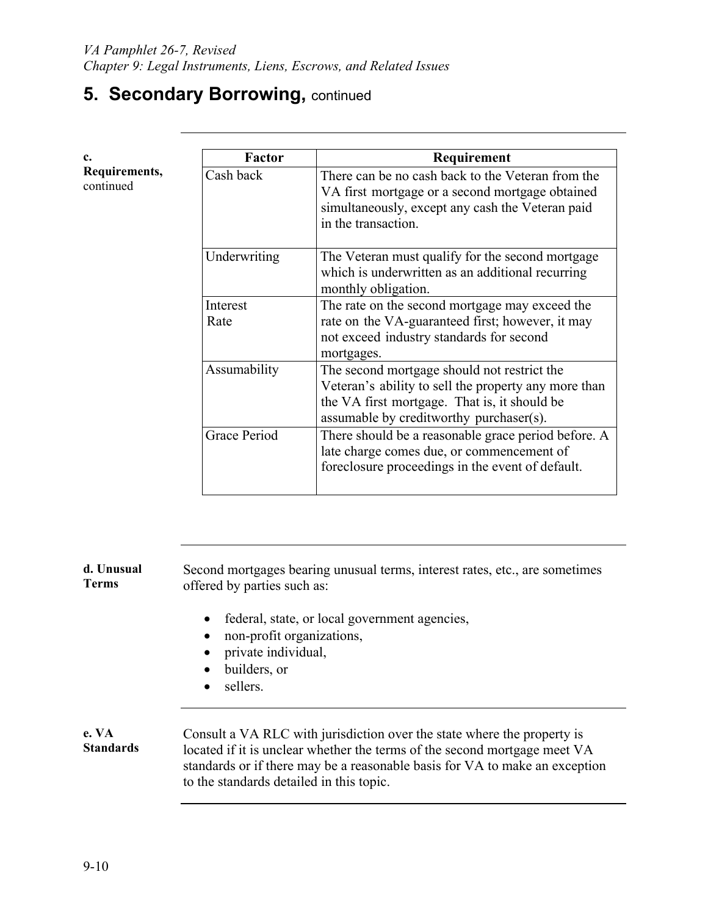## 5. Secondary Borrowing, continued

**c. Requirements,** continued

| Factor | Requirement |
|---|---|
| Cash back | There can be no cash back to the Veteran from the VA first mortgage or a second mortgage obtained simultaneously, except any cash the Veteran paid in the transaction. |
| Underwriting | The Veteran must qualify for the second mortgage which is underwritten as an additional recurring monthly obligation. |
| Interest Rate | The rate on the second mortgage may exceed the rate on the VA-guaranteed first; however, it may not exceed industry standards for second mortgages. |
| Assumability | The second mortgage should not restrict the Veteran's ability to sell the property any more than the VA first mortgage. That is, it should be assumable by creditworthy purchaser(s). |
| Grace Period | There should be a reasonable grace period before. A late charge comes due, or commencement of foreclosure proceedings in the event of default. |

**d. Unusual Terms**

Second mortgages bearing unusual terms, interest rates, etc., are sometimes offered by parties such as:

- federal, state, or local government agencies,
- non-profit organizations,
- private individual,
- builders, or
- sellers.

**e. VA Standards**

Consult a VA RLC with jurisdiction over the state where the property is located if it is unclear whether the terms of the second mortgage meet VA standards or if there may be a reasonable basis for VA to make an exception to the standards detailed in this topic.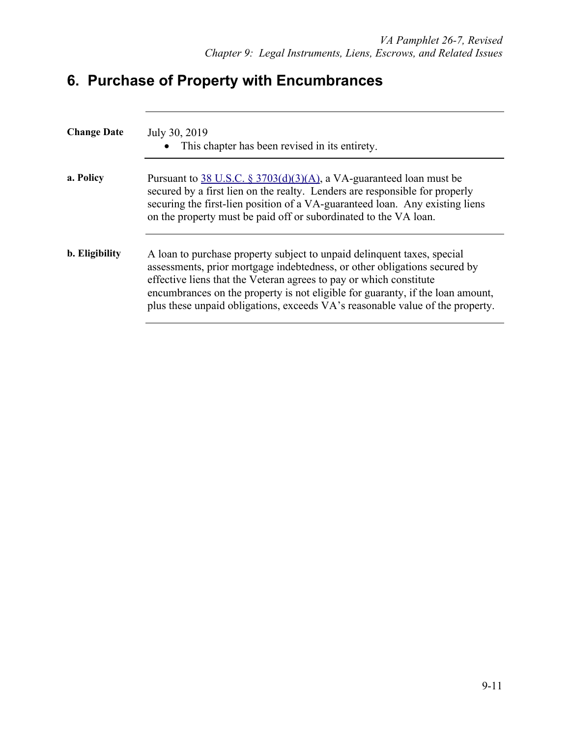# 6. Purchase of Property with Encumbrances

**Change Date**

July 30, 2019

- This chapter has been revised in its entirety.

**a. Policy**

Pursuant to 38 U.S.C. § 3703(d)(3)(A), a VA-guaranteed loan must be secured by a first lien on the realty. Lenders are responsible for properly securing the first-lien position of a VA-guaranteed loan. Any existing liens on the property must be paid off or subordinated to the VA loan.

**b. Eligibility**

A loan to purchase property subject to unpaid delinquent taxes, special assessments, prior mortgage indebtedness, or other obligations secured by effective liens that the Veteran agrees to pay or which constitute encumbrances on the property is not eligible for guaranty, if the loan amount, plus these unpaid obligations, exceeds VA's reasonable value of the property.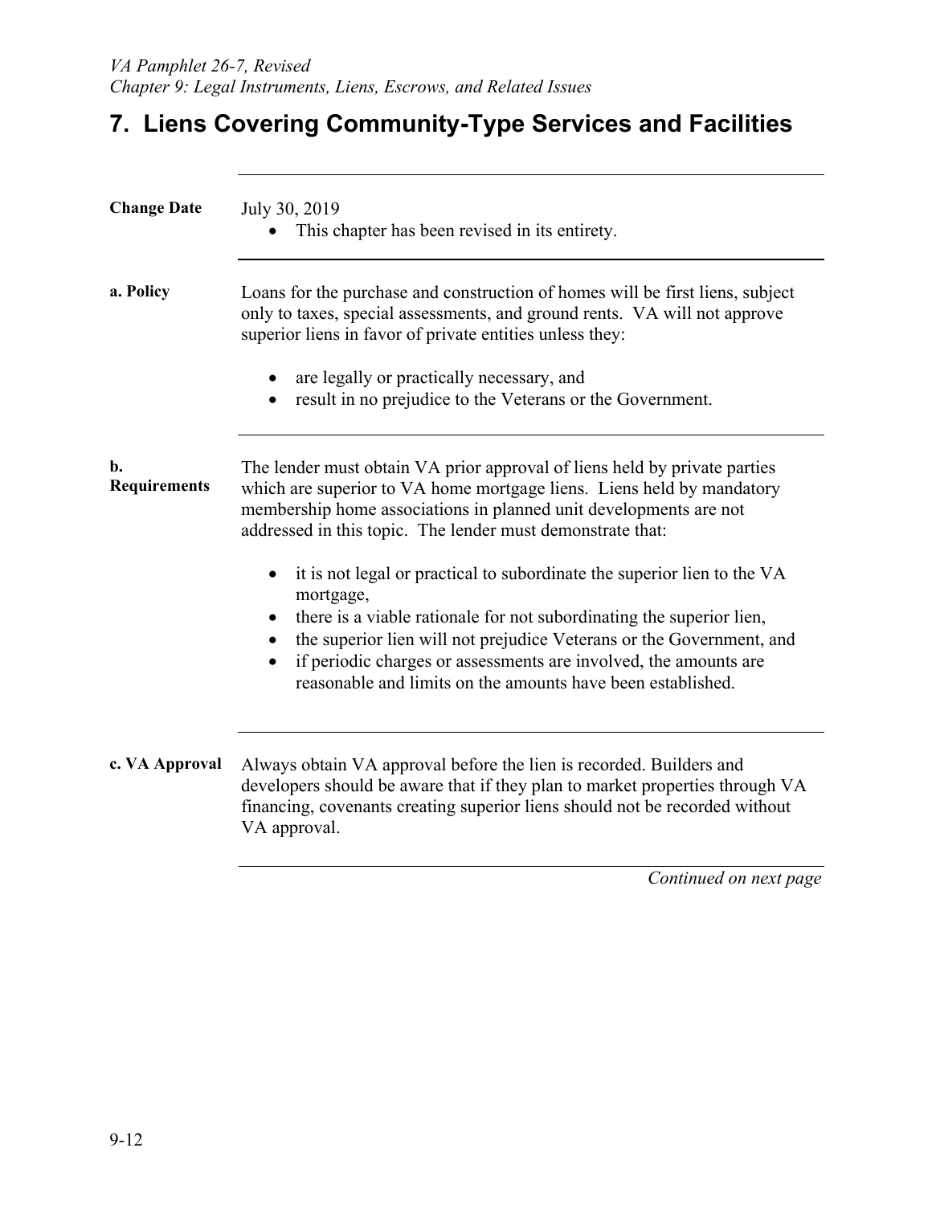# 7. Liens Covering Community-Type Services and Facilities

**Change Date**

July 30, 2019

- This chapter has been revised in its entirety.

**a. Policy**

Loans for the purchase and construction of homes will be first liens, subject only to taxes, special assessments, and ground rents. VA will not approve superior liens in favor of private entities unless they:

- are legally or practically necessary, and
- result in no prejudice to the Veterans or the Government.

**b. Requirements**

The lender must obtain VA prior approval of liens held by private parties which are superior to VA home mortgage liens. Liens held by mandatory membership home associations in planned unit developments are not addressed in this topic. The lender must demonstrate that:

- it is not legal or practical to subordinate the superior lien to the VA mortgage,
- there is a viable rationale for not subordinating the superior lien,
- the superior lien will not prejudice Veterans or the Government, and
- if periodic charges or assessments are involved, the amounts are reasonable and limits on the amounts have been established.

**c. VA Approval**

Always obtain VA approval before the lien is recorded. Builders and developers should be aware that if they plan to market properties through VA financing, covenants creating superior liens should not be recorded without VA approval.

*Continued on next page*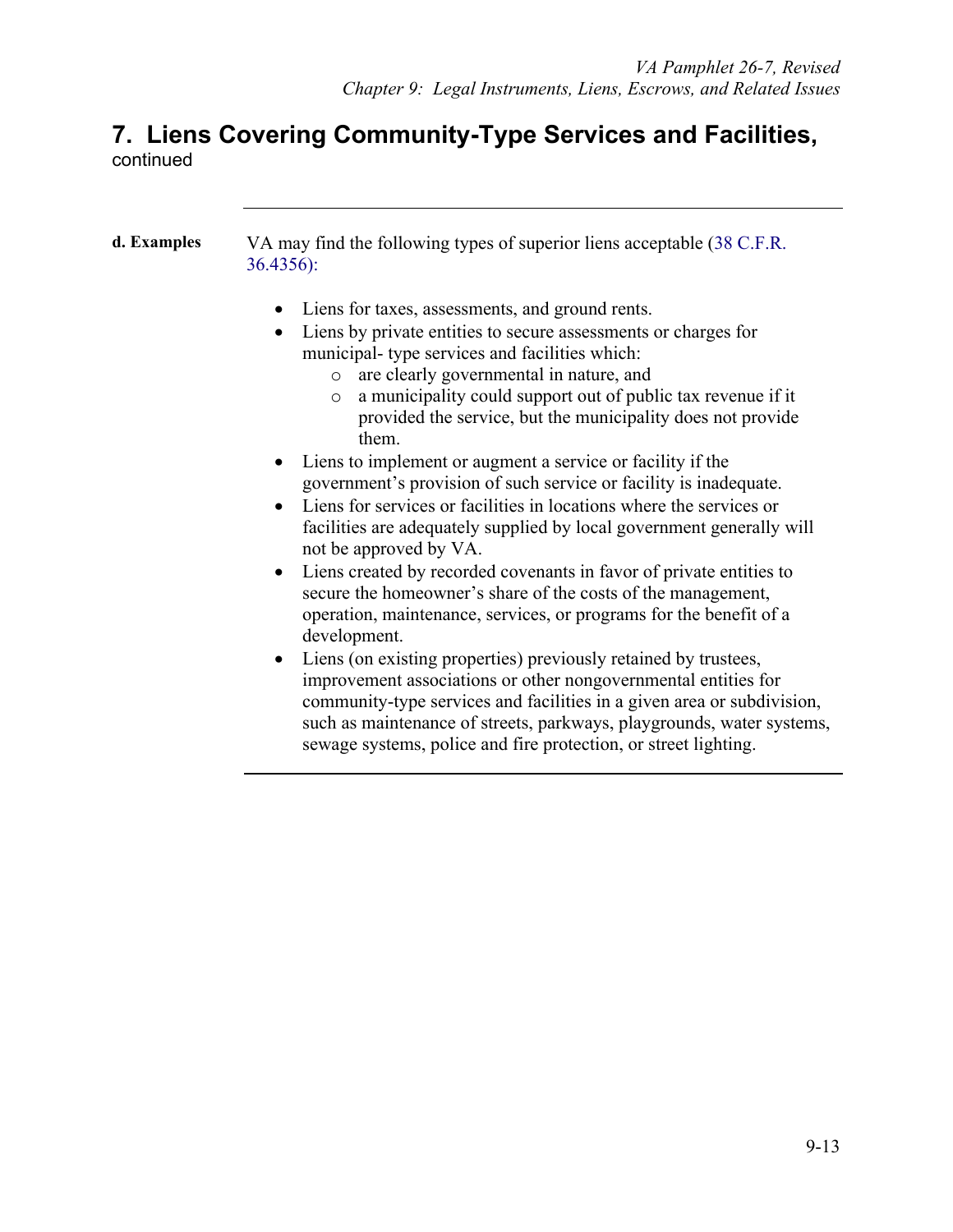## 7. Liens Covering Community-Type Services and Facilities,
continued

**d. Examples**

VA may find the following types of superior liens acceptable (38 C.F.R. 36.4356):

- Liens for taxes, assessments, and ground rents.
- Liens by private entities to secure assessments or charges for municipal- type services and facilities which:
  - are clearly governmental in nature, and
  - a municipality could support out of public tax revenue if it provided the service, but the municipality does not provide them.
- Liens to implement or augment a service or facility if the government's provision of such service or facility is inadequate.
- Liens for services or facilities in locations where the services or facilities are adequately supplied by local government generally will not be approved by VA.
- Liens created by recorded covenants in favor of private entities to secure the homeowner's share of the costs of the management, operation, maintenance, services, or programs for the benefit of a development.
- Liens (on existing properties) previously retained by trustees, improvement associations or other nongovernmental entities for community-type services and facilities in a given area or subdivision, such as maintenance of streets, parkways, playgrounds, water systems, sewage systems, police and fire protection, or street lighting.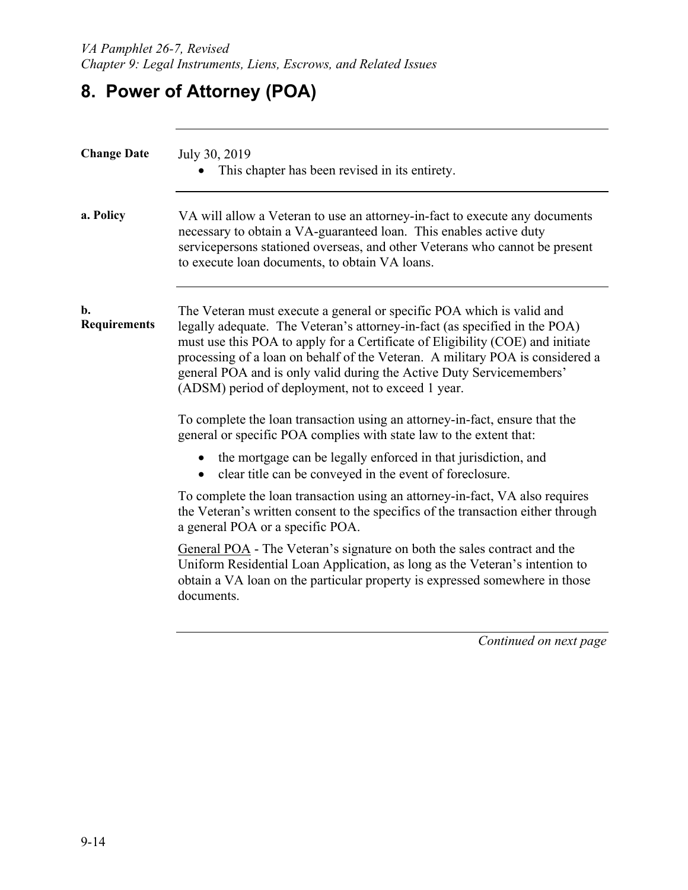# 8. Power of Attorney (POA)

**Change Date**

July 30, 2019

- This chapter has been revised in its entirety.

**a. Policy**

VA will allow a Veteran to use an attorney-in-fact to execute any documents necessary to obtain a VA-guaranteed loan. This enables active duty servicepersons stationed overseas, and other Veterans who cannot be present to execute loan documents, to obtain VA loans.

**b. Requirements**

The Veteran must execute a general or specific POA which is valid and legally adequate. The Veteran's attorney-in-fact (as specified in the POA) must use this POA to apply for a Certificate of Eligibility (COE) and initiate processing of a loan on behalf of the Veteran. A military POA is considered a general POA and is only valid during the Active Duty Servicemembers' (ADSM) period of deployment, not to exceed 1 year.

To complete the loan transaction using an attorney-in-fact, ensure that the general or specific POA complies with state law to the extent that:

- the mortgage can be legally enforced in that jurisdiction, and
- clear title can be conveyed in the event of foreclosure.

To complete the loan transaction using an attorney-in-fact, VA also requires the Veteran's written consent to the specifics of the transaction either through a general POA or a specific POA.

<u>General POA</u> - The Veteran's signature on both the sales contract and the Uniform Residential Loan Application, as long as the Veteran's intention to obtain a VA loan on the particular property is expressed somewhere in those documents.

*Continued on next page*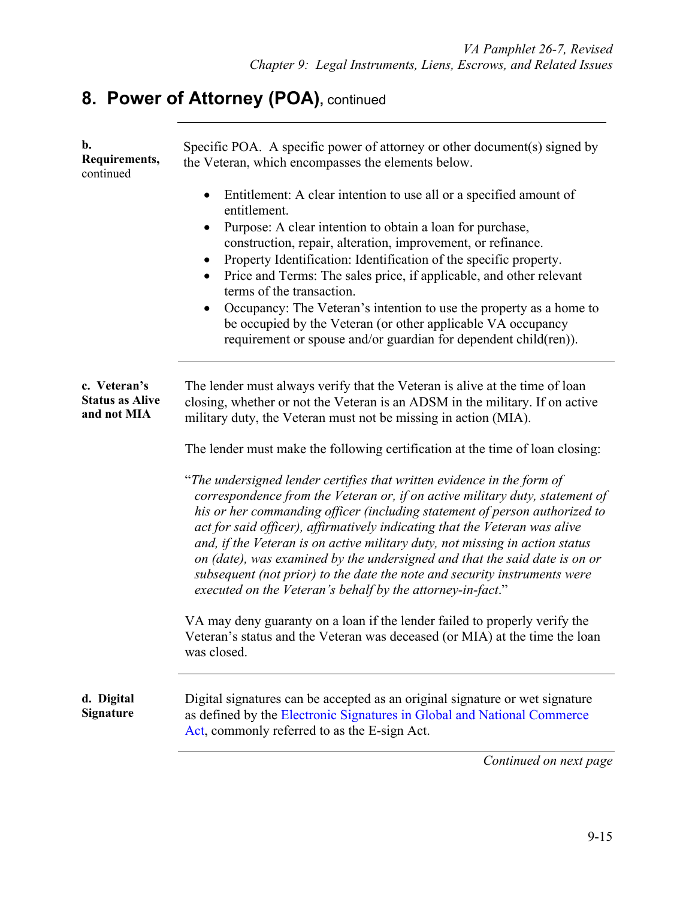## 8. Power of Attorney (POA), continued

**b. Requirements,** continued

Specific POA. A specific power of attorney or other document(s) signed by the Veteran, which encompasses the elements below.

- Entitlement: A clear intention to use all or a specified amount of entitlement.
- Purpose: A clear intention to obtain a loan for purchase, construction, repair, alteration, improvement, or refinance.
- Property Identification: Identification of the specific property.
- Price and Terms: The sales price, if applicable, and other relevant terms of the transaction.
- Occupancy: The Veteran's intention to use the property as a home to be occupied by the Veteran (or other applicable VA occupancy requirement or spouse and/or guardian for dependent child(ren)).

**c. Veteran's Status as Alive and not MIA**

The lender must always verify that the Veteran is alive at the time of loan closing, whether or not the Veteran is an ADSM in the military. If on active military duty, the Veteran must not be missing in action (MIA).

The lender must make the following certification at the time of loan closing:

"*The undersigned lender certifies that written evidence in the form of correspondence from the Veteran or, if on active military duty, statement of his or her commanding officer (including statement of person authorized to act for said officer), affirmatively indicating that the Veteran was alive and, if the Veteran is on active military duty, not missing in action status on (date), was examined by the undersigned and that the said date is on or subsequent (not prior) to the date the note and security instruments were executed on the Veteran's behalf by the attorney-in-fact*."

VA may deny guaranty on a loan if the lender failed to properly verify the Veteran's status and the Veteran was deceased (or MIA) at the time the loan was closed.

**d. Digital Signature**

Digital signatures can be accepted as an original signature or wet signature as defined by the Electronic Signatures in Global and National Commerce Act, commonly referred to as the E-sign Act.

*Continued on next page*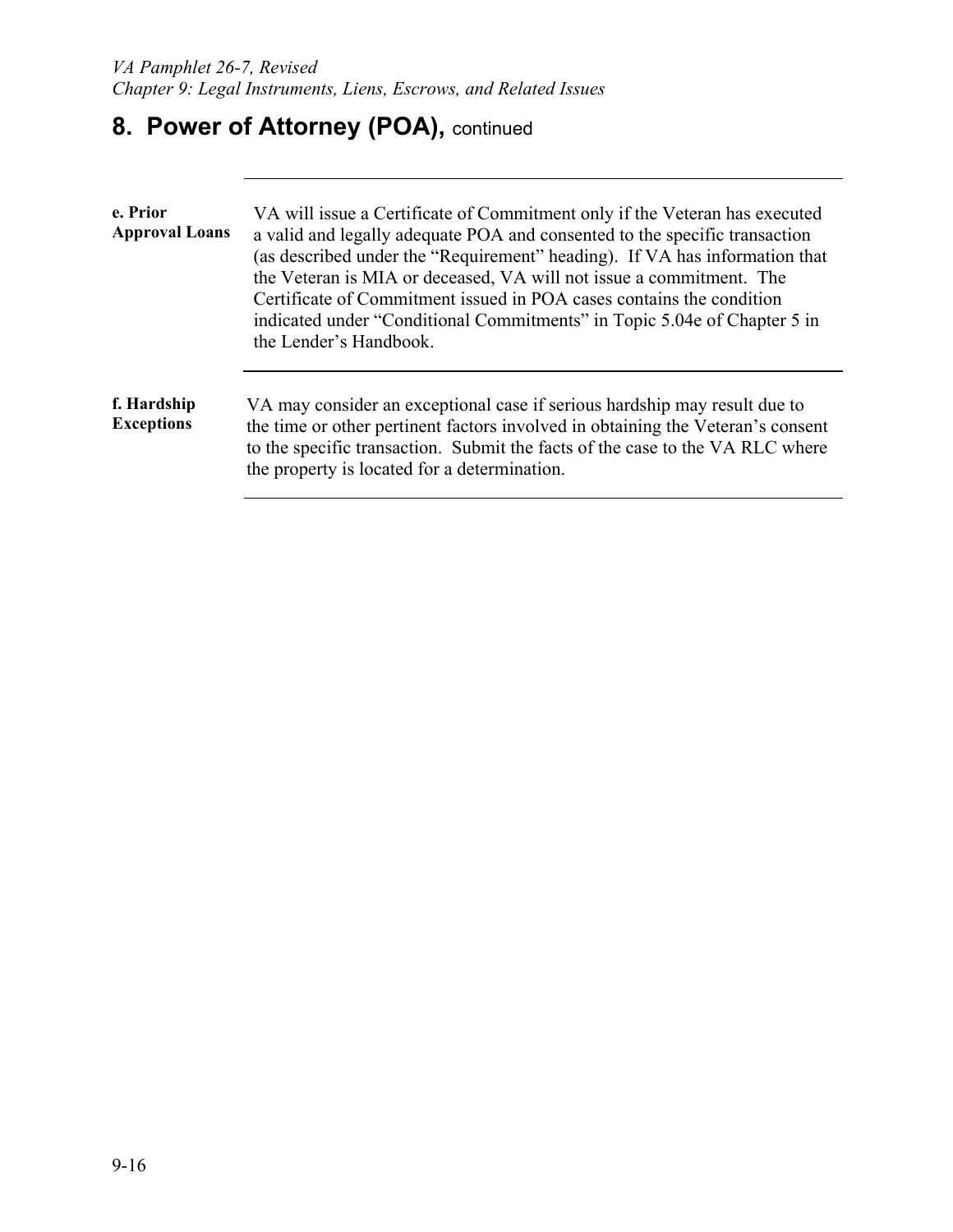## 8. Power of Attorney (POA), continued

**e. Prior Approval Loans**

VA will issue a Certificate of Commitment only if the Veteran has executed a valid and legally adequate POA and consented to the specific transaction (as described under the "Requirement" heading). If VA has information that the Veteran is MIA or deceased, VA will not issue a commitment. The Certificate of Commitment issued in POA cases contains the condition indicated under "Conditional Commitments" in Topic 5.04e of Chapter 5 in the Lender's Handbook.

**f. Hardship Exceptions**

VA may consider an exceptional case if serious hardship may result due to the time or other pertinent factors involved in obtaining the Veteran's consent to the specific transaction. Submit the facts of the case to the VA RLC where the property is located for a determination.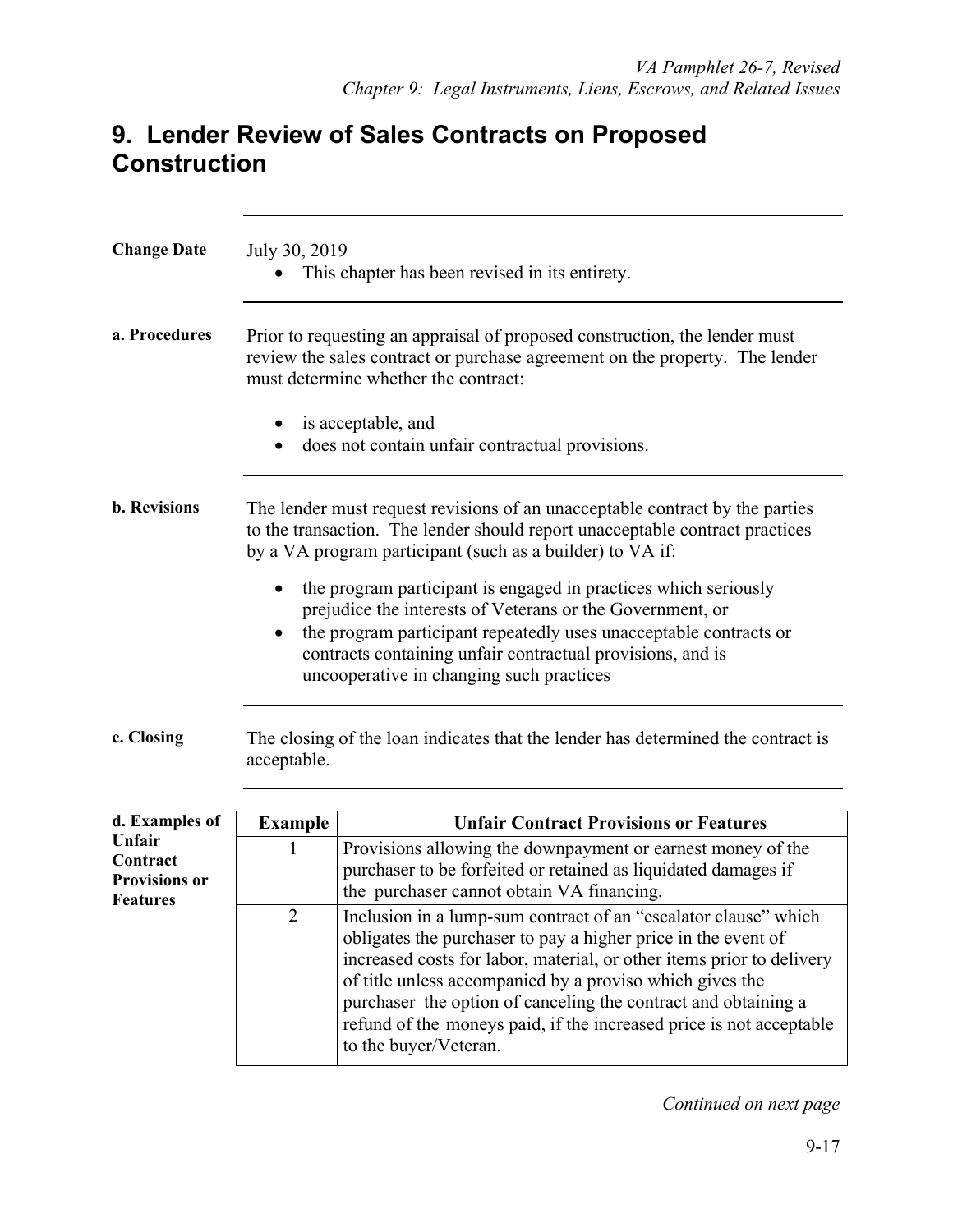# 9. Lender Review of Sales Contracts on Proposed Construction

**Change Date**

July 30, 2019

- This chapter has been revised in its entirety.

**a. Procedures**

Prior to requesting an appraisal of proposed construction, the lender must review the sales contract or purchase agreement on the property. The lender must determine whether the contract:

- is acceptable, and
- does not contain unfair contractual provisions.

**b. Revisions**

The lender must request revisions of an unacceptable contract by the parties to the transaction. The lender should report unacceptable contract practices by a VA program participant (such as a builder) to VA if:

- the program participant is engaged in practices which seriously prejudice the interests of Veterans or the Government, or
- the program participant repeatedly uses unacceptable contracts or contracts containing unfair contractual provisions, and is uncooperative in changing such practices

**c. Closing**

The closing of the loan indicates that the lender has determined the contract is acceptable.

**d. Examples of Unfair Contract Provisions or Features**

| Example | Unfair Contract Provisions or Features |
|---|---|
| 1 | Provisions allowing the downpayment or earnest money of the purchaser to be forfeited or retained as liquidated damages if the purchaser cannot obtain VA financing. |
| 2 | Inclusion in a lump-sum contract of an "escalator clause" which obligates the purchaser to pay a higher price in the event of increased costs for labor, material, or other items prior to delivery of title unless accompanied by a proviso which gives the purchaser the option of canceling the contract and obtaining a refund of the moneys paid, if the increased price is not acceptable to the buyer/Veteran. |

*Continued on next page*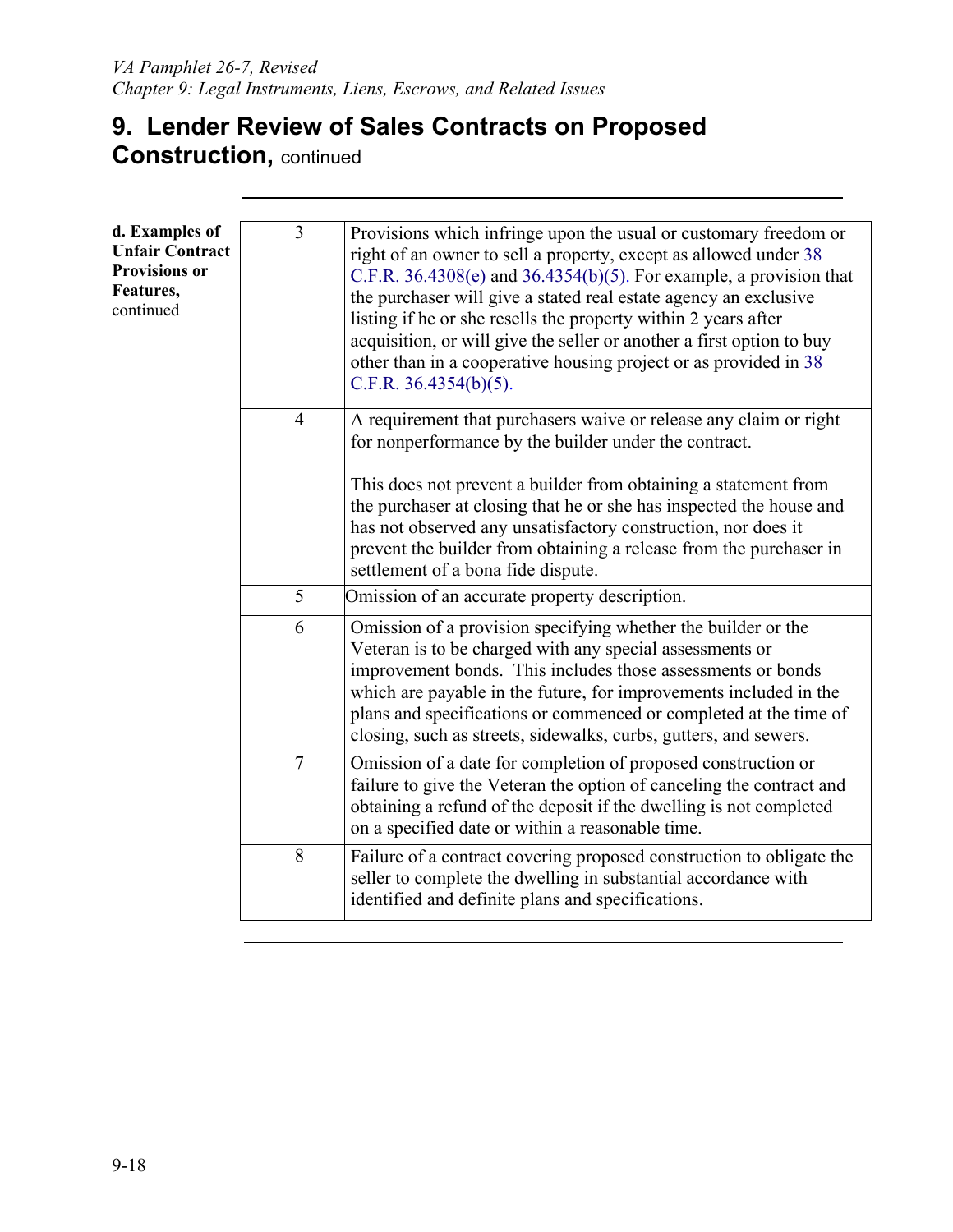## 9. Lender Review of Sales Contracts on Proposed Construction, continued

**d. Examples of Unfair Contract Provisions or Features,** continued

| | |
|---|---|
| 3 | Provisions which infringe upon the usual or customary freedom or right of an owner to sell a property, except as allowed under 38 C.F.R. 36.4308(e) and 36.4354(b)(5). For example, a provision that the purchaser will give a stated real estate agency an exclusive listing if he or she resells the property within 2 years after acquisition, or will give the seller or another a first option to buy other than in a cooperative housing project or as provided in 38 C.F.R. 36.4354(b)(5). |
| 4 | A requirement that purchasers waive or release any claim or right for nonperformance by the builder under the contract.<br><br>This does not prevent a builder from obtaining a statement from the purchaser at closing that he or she has inspected the house and has not observed any unsatisfactory construction, nor does it prevent the builder from obtaining a release from the purchaser in settlement of a bona fide dispute. |
| 5 | Omission of an accurate property description. |
| 6 | Omission of a provision specifying whether the builder or the Veteran is to be charged with any special assessments or improvement bonds. This includes those assessments or bonds which are payable in the future, for improvements included in the plans and specifications or commenced or completed at the time of closing, such as streets, sidewalks, curbs, gutters, and sewers. |
| 7 | Omission of a date for completion of proposed construction or failure to give the Veteran the option of canceling the contract and obtaining a refund of the deposit if the dwelling is not completed on a specified date or within a reasonable time. |
| 8 | Failure of a contract covering proposed construction to obligate the seller to complete the dwelling in substantial accordance with identified and definite plans and specifications. |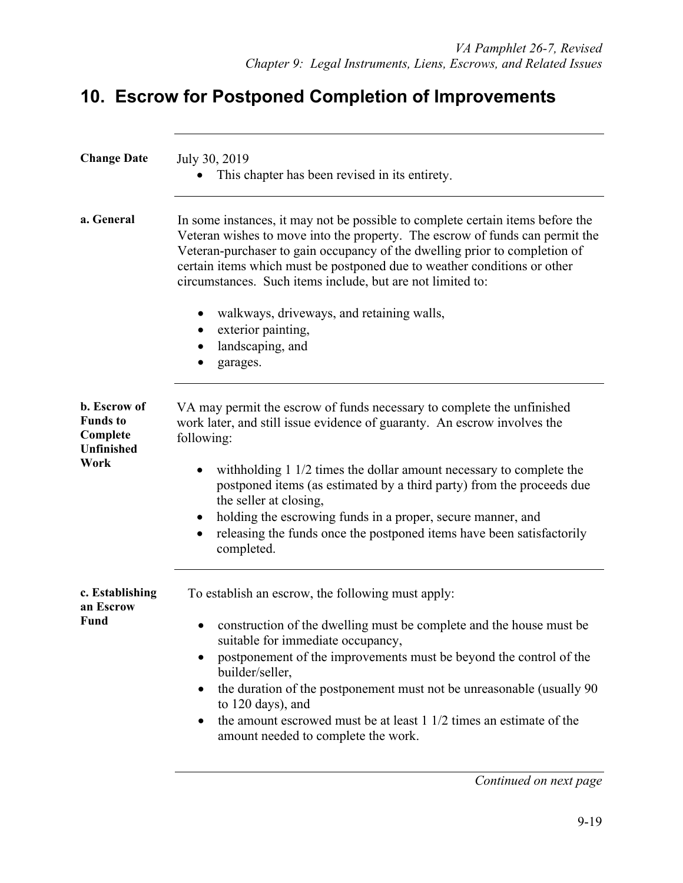## 10. Escrow for Postponed Completion of Improvements

**Change Date**

July 30, 2019

- This chapter has been revised in its entirety.

**a. General**

In some instances, it may not be possible to complete certain items before the Veteran wishes to move into the property. The escrow of funds can permit the Veteran-purchaser to gain occupancy of the dwelling prior to completion of certain items which must be postponed due to weather conditions or other circumstances. Such items include, but are not limited to:

- walkways, driveways, and retaining walls,
- exterior painting,
- landscaping, and
- garages.

**b. Escrow of Funds to Complete Unfinished Work**

VA may permit the escrow of funds necessary to complete the unfinished work later, and still issue evidence of guaranty. An escrow involves the following:

- withholding 1 1/2 times the dollar amount necessary to complete the postponed items (as estimated by a third party) from the proceeds due the seller at closing,
- holding the escrowing funds in a proper, secure manner, and
- releasing the funds once the postponed items have been satisfactorily completed.

**c. Establishing an Escrow Fund**

To establish an escrow, the following must apply:

- construction of the dwelling must be complete and the house must be suitable for immediate occupancy,
- postponement of the improvements must be beyond the control of the builder/seller,
- the duration of the postponement must not be unreasonable (usually 90 to 120 days), and
- the amount escrowed must be at least 1 1/2 times an estimate of the amount needed to complete the work.

*Continued on next page*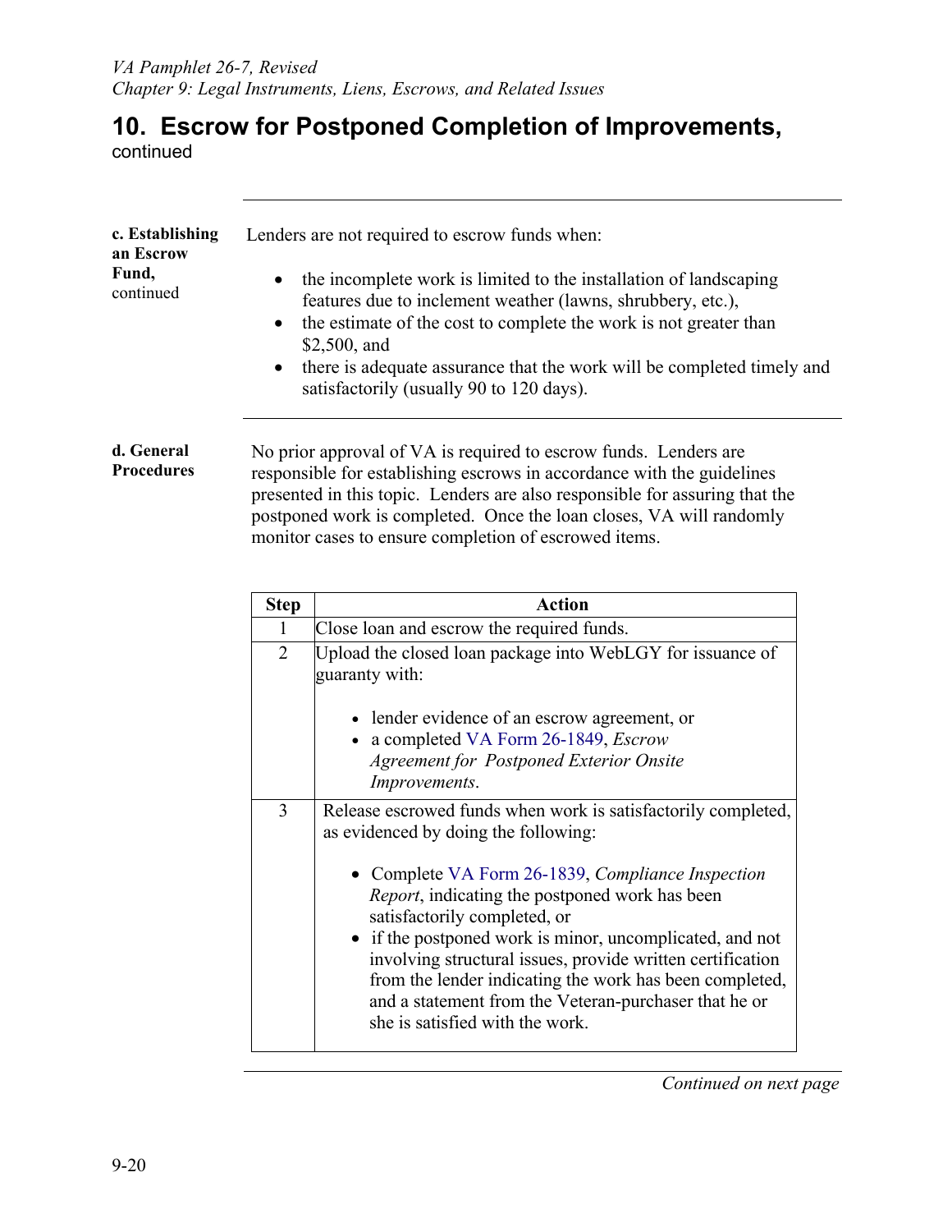## 10. Escrow for Postponed Completion of Improvements, continued

**c. Establishing an Escrow Fund,** continued

Lenders are not required to escrow funds when:

- the incomplete work is limited to the installation of landscaping features due to inclement weather (lawns, shrubbery, etc.),
- the estimate of the cost to complete the work is not greater than $2,500, and
- there is adequate assurance that the work will be completed timely and satisfactorily (usually 90 to 120 days).

**d. General Procedures**

No prior approval of VA is required to escrow funds. Lenders are responsible for establishing escrows in accordance with the guidelines presented in this topic. Lenders are also responsible for assuring that the postponed work is completed. Once the loan closes, VA will randomly monitor cases to ensure completion of escrowed items.

| Step | Action |
|---|---|
| 1 | Close loan and escrow the required funds. |
| 2 | Upload the closed loan package into WebLGY for issuance of guaranty with:<br><br>• lender evidence of an escrow agreement, or<br>• a completed VA Form 26-1849, *Escrow Agreement for Postponed Exterior Onsite Improvements*. |
| 3 | Release escrowed funds when work is satisfactorily completed, as evidenced by doing the following:<br><br>• Complete VA Form 26-1839, *Compliance Inspection Report*, indicating the postponed work has been satisfactorily completed, or<br>• if the postponed work is minor, uncomplicated, and not involving structural issues, provide written certification from the lender indicating the work has been completed, and a statement from the Veteran-purchaser that he or she is satisfied with the work. |

*Continued on next page*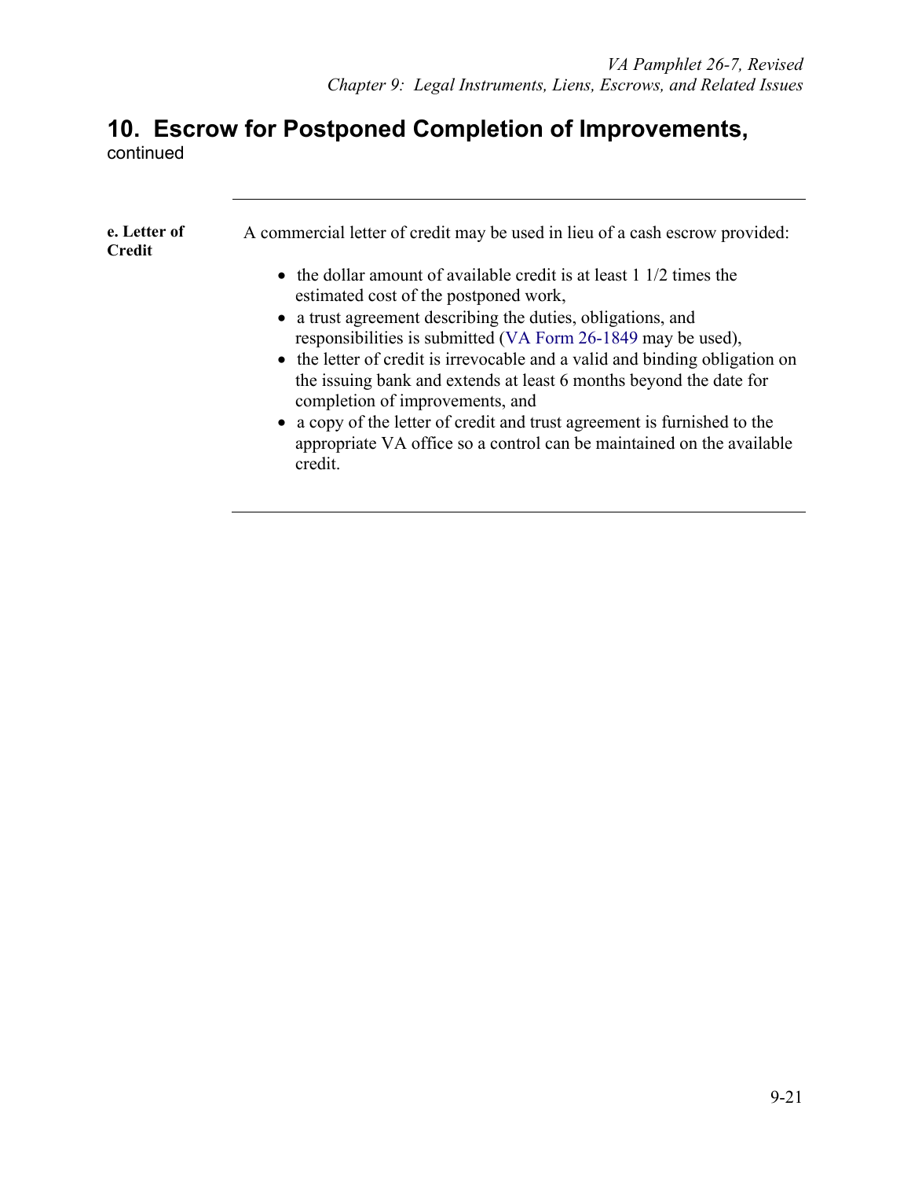## 10. Escrow for Postponed Completion of Improvements, continued

**e. Letter of Credit**

A commercial letter of credit may be used in lieu of a cash escrow provided:

- the dollar amount of available credit is at least 1 1/2 times the estimated cost of the postponed work,
- a trust agreement describing the duties, obligations, and responsibilities is submitted (VA Form 26-1849 may be used),
- the letter of credit is irrevocable and a valid and binding obligation on the issuing bank and extends at least 6 months beyond the date for completion of improvements, and
- a copy of the letter of credit and trust agreement is furnished to the appropriate VA office so a control can be maintained on the available credit.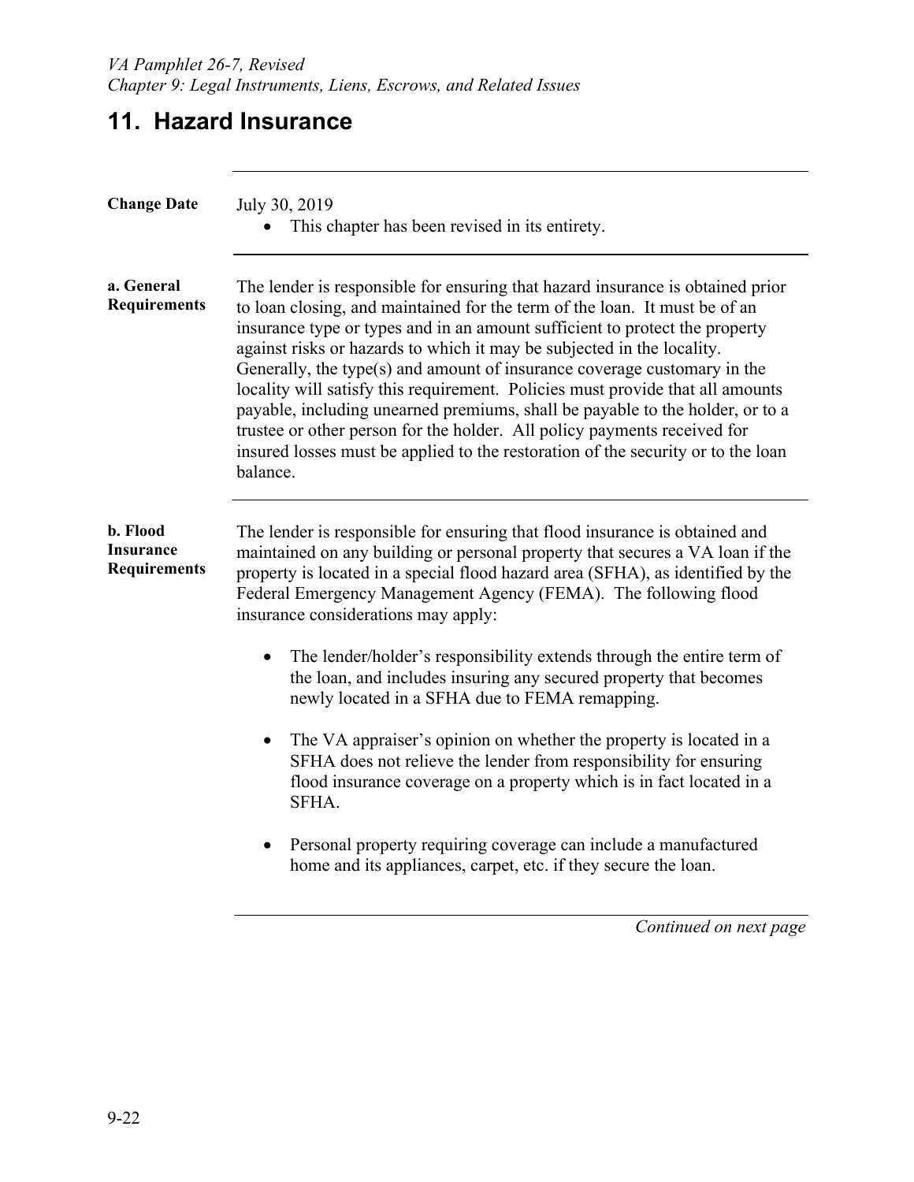## 11. Hazard Insurance

**Change Date**

July 30, 2019

- This chapter has been revised in its entirety.

**a. General Requirements**

The lender is responsible for ensuring that hazard insurance is obtained prior to loan closing, and maintained for the term of the loan. It must be of an insurance type or types and in an amount sufficient to protect the property against risks or hazards to which it may be subjected in the locality. Generally, the type(s) and amount of insurance coverage customary in the locality will satisfy this requirement. Policies must provide that all amounts payable, including unearned premiums, shall be payable to the holder, or to a trustee or other person for the holder. All policy payments received for insured losses must be applied to the restoration of the security or to the loan balance.

**b. Flood Insurance Requirements**

The lender is responsible for ensuring that flood insurance is obtained and maintained on any building or personal property that secures a VA loan if the property is located in a special flood hazard area (SFHA), as identified by the Federal Emergency Management Agency (FEMA). The following flood insurance considerations may apply:

- The lender/holder's responsibility extends through the entire term of the loan, and includes insuring any secured property that becomes newly located in a SFHA due to FEMA remapping.
- The VA appraiser's opinion on whether the property is located in a SFHA does not relieve the lender from responsibility for ensuring flood insurance coverage on a property which is in fact located in a SFHA.
- Personal property requiring coverage can include a manufactured home and its appliances, carpet, etc. if they secure the loan.

*Continued on next page*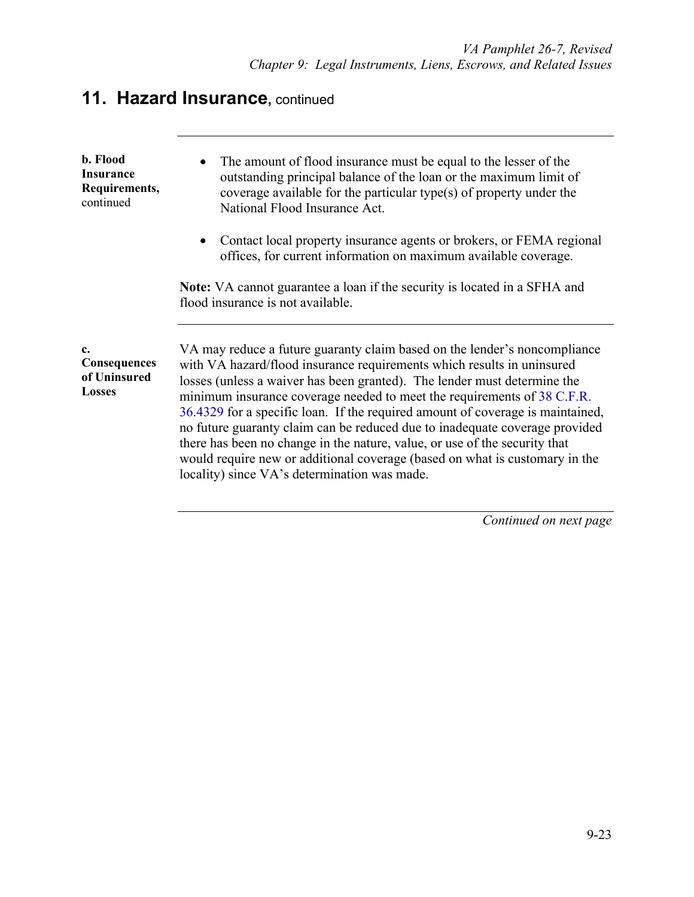## 11. Hazard Insurance, continued

**b. Flood Insurance Requirements,** continued

- The amount of flood insurance must be equal to the lesser of the outstanding principal balance of the loan or the maximum limit of coverage available for the particular type(s) of property under the National Flood Insurance Act.
- Contact local property insurance agents or brokers, or FEMA regional offices, for current information on maximum available coverage.

**Note:** VA cannot guarantee a loan if the security is located in a SFHA and flood insurance is not available.

**c. Consequences of Uninsured Losses**

VA may reduce a future guaranty claim based on the lender's noncompliance with VA hazard/flood insurance requirements which results in uninsured losses (unless a waiver has been granted). The lender must determine the minimum insurance coverage needed to meet the requirements of 38 C.F.R. 36.4329 for a specific loan. If the required amount of coverage is maintained, no future guaranty claim can be reduced due to inadequate coverage provided there has been no change in the nature, value, or use of the security that would require new or additional coverage (based on what is customary in the locality) since VA's determination was made.

*Continued on next page*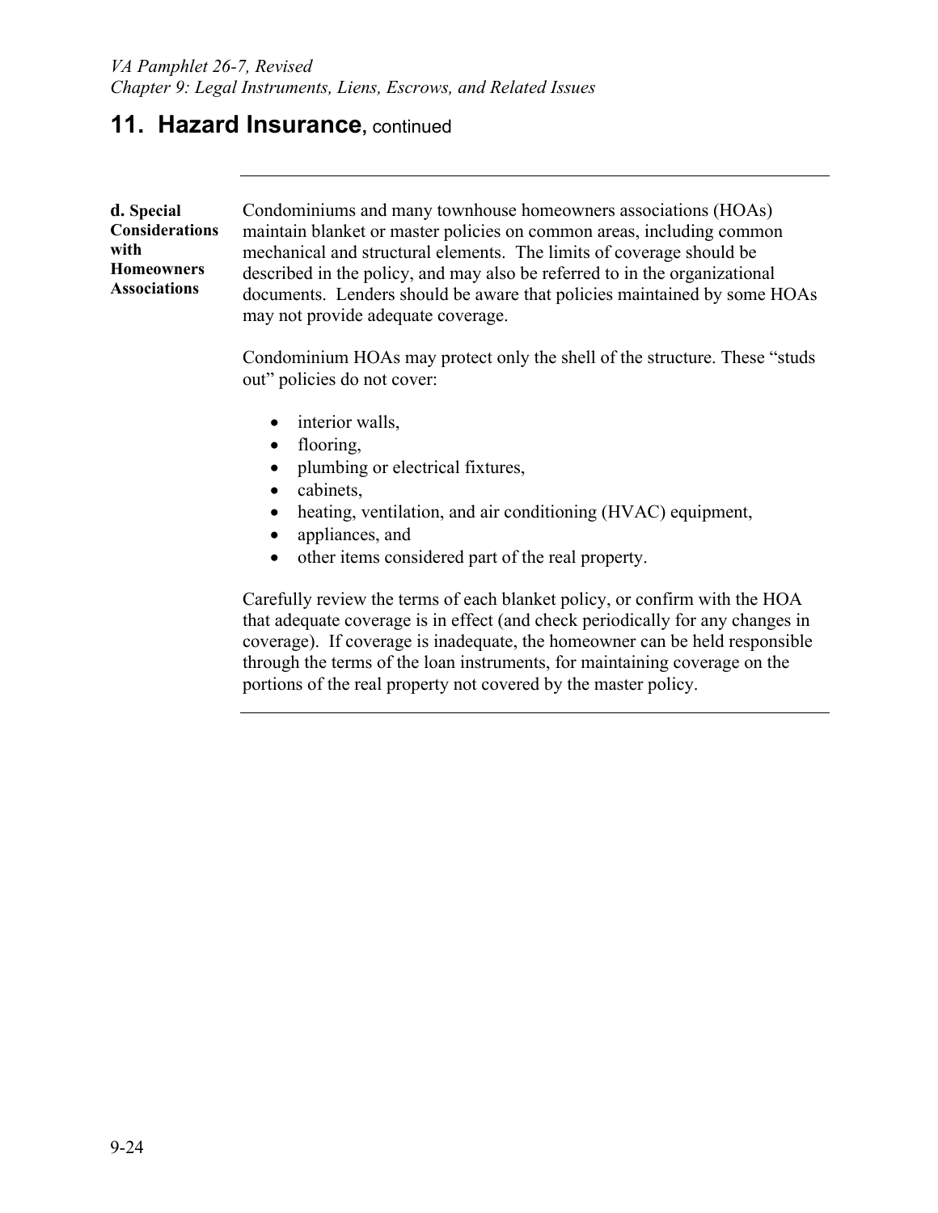## 11. Hazard Insurance, continued

**d. Special Considerations with Homeowners Associations**

Condominiums and many townhouse homeowners associations (HOAs) maintain blanket or master policies on common areas, including common mechanical and structural elements. The limits of coverage should be described in the policy, and may also be referred to in the organizational documents. Lenders should be aware that policies maintained by some HOAs may not provide adequate coverage.

Condominium HOAs may protect only the shell of the structure. These "studs out" policies do not cover:

- interior walls,
- flooring,
- plumbing or electrical fixtures,
- cabinets,
- heating, ventilation, and air conditioning (HVAC) equipment,
- appliances, and
- other items considered part of the real property.

Carefully review the terms of each blanket policy, or confirm with the HOA that adequate coverage is in effect (and check periodically for any changes in coverage). If coverage is inadequate, the homeowner can be held responsible through the terms of the loan instruments, for maintaining coverage on the portions of the real property not covered by the master policy.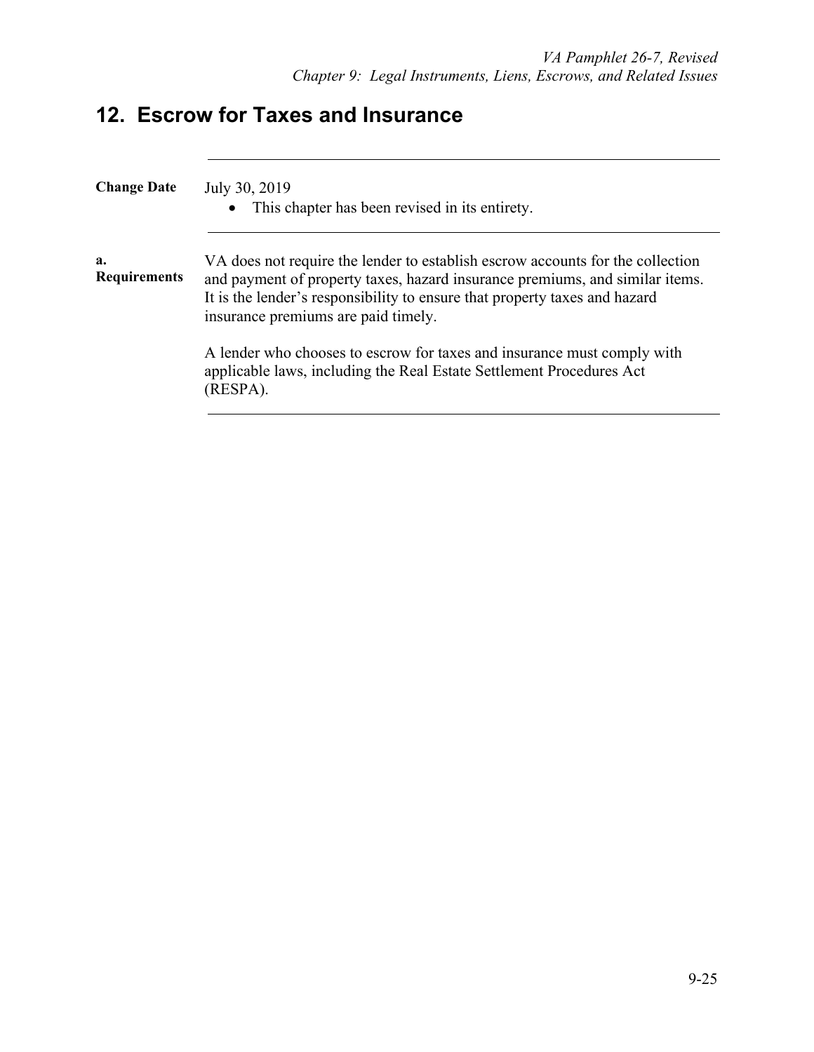## 12. Escrow for Taxes and Insurance

---

**Change Date**

July 30, 2019

- This chapter has been revised in its entirety.

---

**a. Requirements**

VA does not require the lender to establish escrow accounts for the collection and payment of property taxes, hazard insurance premiums, and similar items. It is the lender's responsibility to ensure that property taxes and hazard insurance premiums are paid timely.

A lender who chooses to escrow for taxes and insurance must comply with applicable laws, including the Real Estate Settlement Procedures Act (RESPA).

---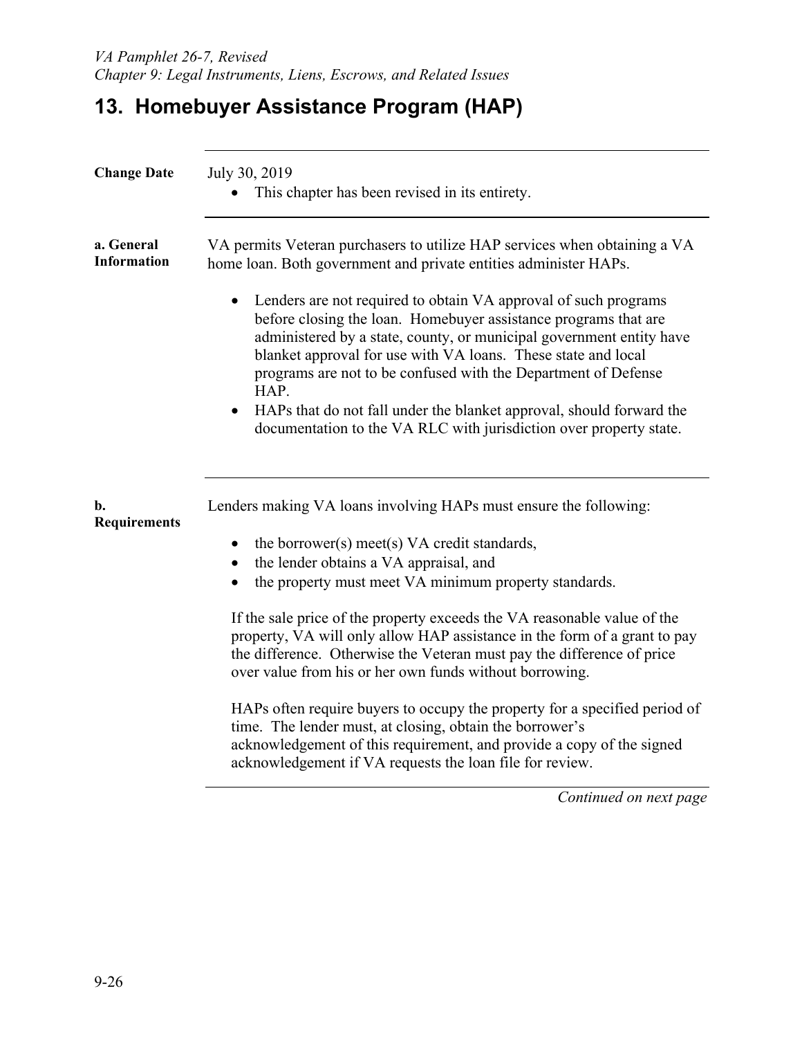# 13. Homebuyer Assistance Program (HAP)

**Change Date**

July 30, 2019

- This chapter has been revised in its entirety.

**a. General Information**

VA permits Veteran purchasers to utilize HAP services when obtaining a VA home loan. Both government and private entities administer HAPs.

- Lenders are not required to obtain VA approval of such programs before closing the loan. Homebuyer assistance programs that are administered by a state, county, or municipal government entity have blanket approval for use with VA loans. These state and local programs are not to be confused with the Department of Defense HAP.
- HAPs that do not fall under the blanket approval, should forward the documentation to the VA RLC with jurisdiction over property state.

**b. Requirements**

Lenders making VA loans involving HAPs must ensure the following:

- the borrower(s) meet(s) VA credit standards,
- the lender obtains a VA appraisal, and
- the property must meet VA minimum property standards.

If the sale price of the property exceeds the VA reasonable value of the property, VA will only allow HAP assistance in the form of a grant to pay the difference. Otherwise the Veteran must pay the difference of price over value from his or her own funds without borrowing.

HAPs often require buyers to occupy the property for a specified period of time. The lender must, at closing, obtain the borrower's acknowledgement of this requirement, and provide a copy of the signed acknowledgement if VA requests the loan file for review.

*Continued on next page*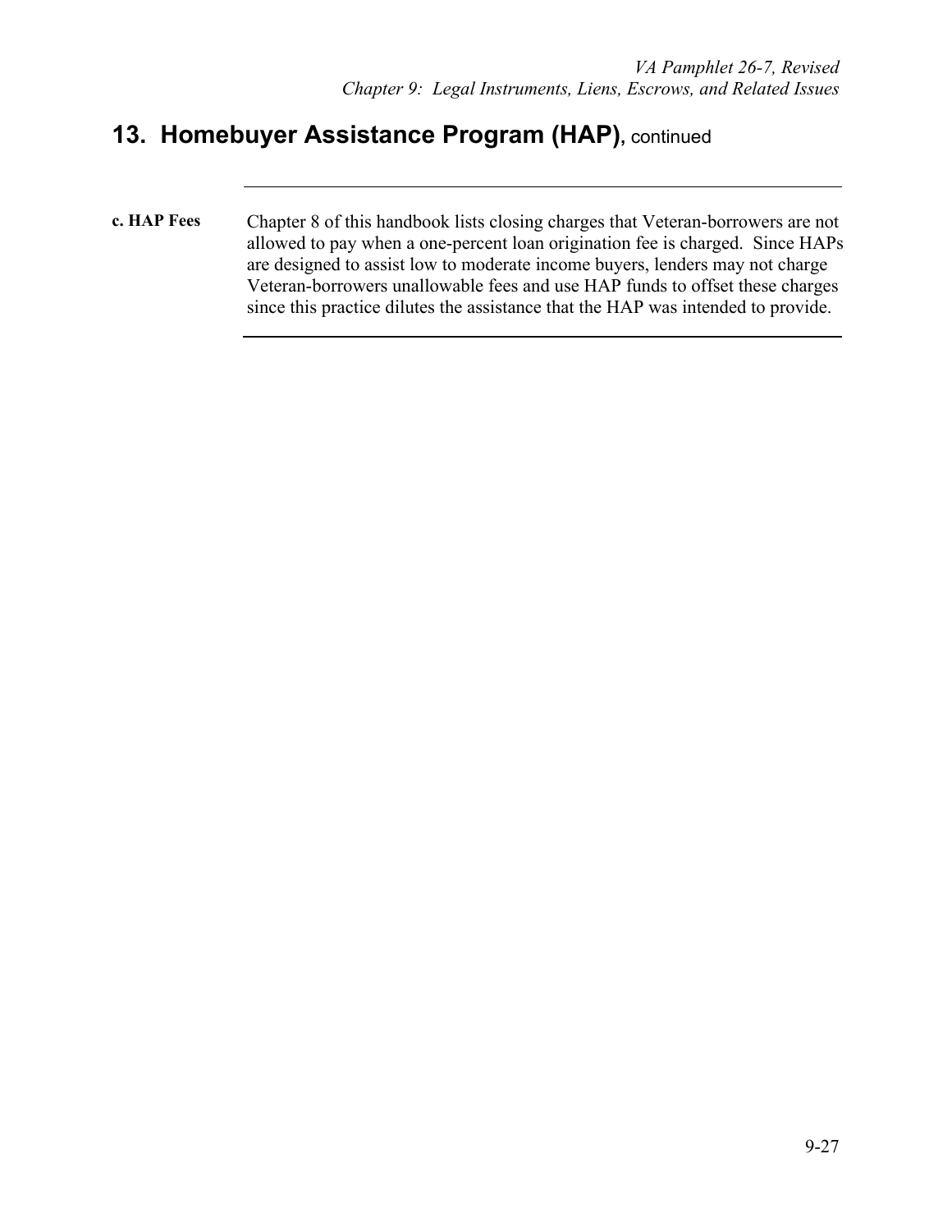## 13. Homebuyer Assistance Program (HAP), continued

**c. HAP Fees**

Chapter 8 of this handbook lists closing charges that Veteran-borrowers are not allowed to pay when a one-percent loan origination fee is charged. Since HAPs are designed to assist low to moderate income buyers, lenders may not charge Veteran-borrowers unallowable fees and use HAP funds to offset these charges since this practice dilutes the assistance that the HAP was intended to provide.